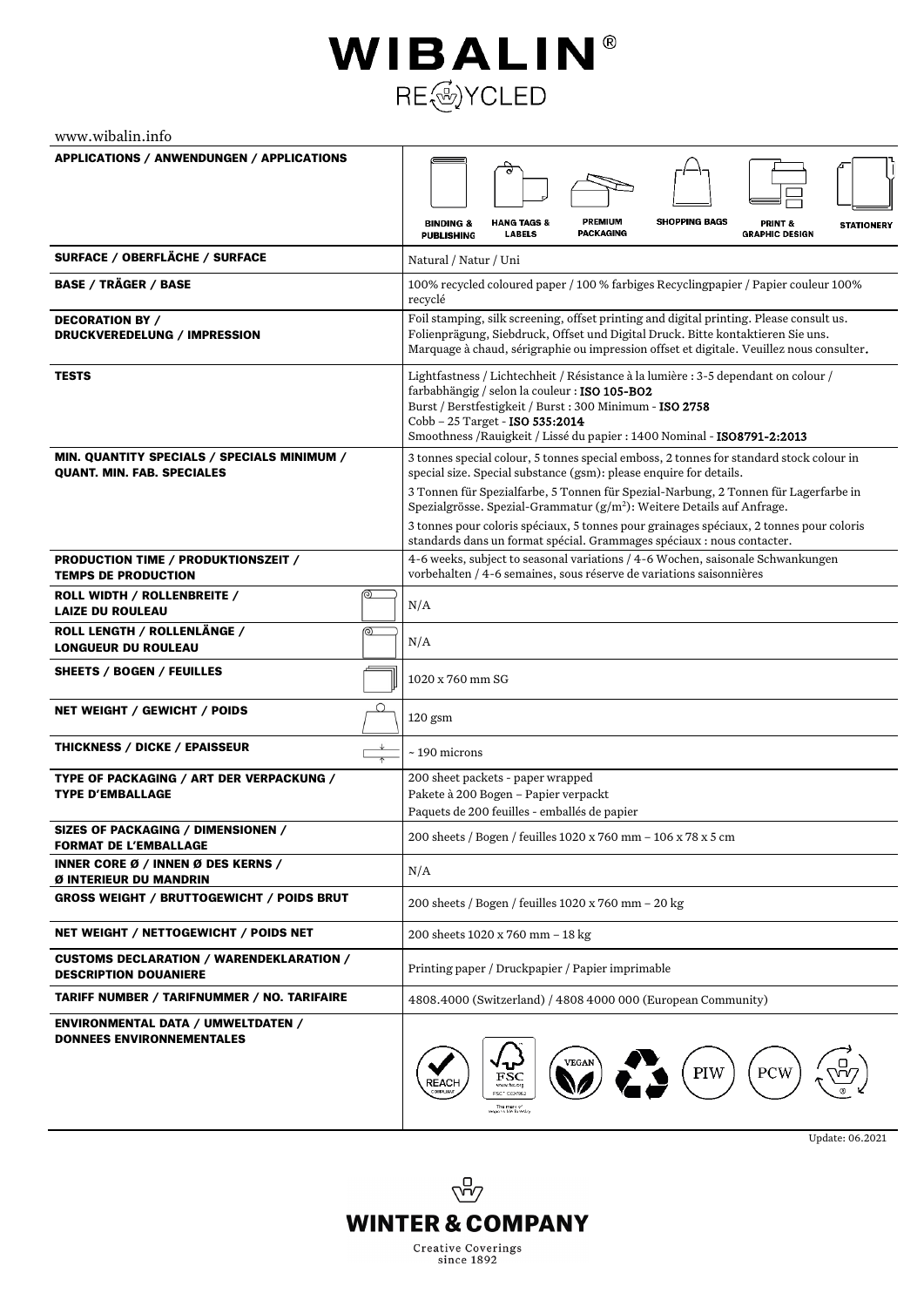# WIBALIN®

RECYCLED

www.wibalin.info

| | |
|---|---|
| **APPLICATIONS / ANWENDUNGEN / APPLICATIONS** | BINDING & PUBLISHING, HANG TAGS & LABELS, PREMIUM PACKAGING, SHOPPING BAGS, PRINT & GRAPHIC DESIGN, STATIONERY |
| **SURFACE / OBERFLÄCHE / SURFACE** | Natural / Natur / Uni |
| **BASE / TRÄGER / BASE** | 100% recycled coloured paper / 100 % farbiges Recyclingpapier / Papier couleur 100% recyclé |
| **DECORATION BY / DRUCKVEREDELUNG / IMPRESSION** | Foil stamping, silk screening, offset printing and digital printing. Please consult us.<br>Folienprägung, Siebdruck, Offset und Digital Druck. Bitte kontaktieren Sie uns.<br>Marquage à chaud, sérigraphie ou impression offset et digitale. Veuillez nous consulter. |
| **TESTS** | Lightfastness / Lichtechheit / Résistance à la lumière : 3-5 dependant on colour / farbabhängig / selon la couleur : **ISO 105-BO2**<br>Burst / Berstfestigkeit / Burst : 300 Minimum - **ISO 2758**<br>Cobb – 25 Target - **ISO 535:2014**<br>Smoothness /Rauigkeit / Lissé du papier : 1400 Nominal - **ISO8791-2:2013** |
| **MIN. QUANTITY SPECIALS / SPECIALS MINIMUM / QUANT. MIN. FAB. SPECIALES** | 3 tonnes special colour, 5 tonnes special emboss, 2 tonnes for standard stock colour in special size. Special substance (gsm): please enquire for details.<br>3 Tonnen für Spezialfarbe, 5 Tonnen für Spezial-Narbung, 2 Tonnen für Lagerfarbe in Spezialgrösse. Spezial-Grammatur (g/m²): Weitere Details auf Anfrage.<br>3 tonnes pour coloris spéciaux, 5 tonnes pour grainages spéciaux, 2 tonnes pour coloris standards dans un format spécial. Grammages spéciaux : nous contacter. |
| **PRODUCTION TIME / PRODUKTIONSZEIT / TEMPS DE PRODUCTION** | 4-6 weeks, subject to seasonal variations / 4-6 Wochen, saisonale Schwankungen vorbehalten / 4-6 semaines, sous réserve de variations saisonnières |
| **ROLL WIDTH / ROLLENBREITE / LAIZE DU ROULEAU** | N/A |
| **ROLL LENGTH / ROLLENLÄNGE / LONGUEUR DU ROULEAU** | N/A |
| **SHEETS / BOGEN / FEUILLES** | 1020 x 760 mm SG |
| **NET WEIGHT / GEWICHT / POIDS** | 120 gsm |
| **THICKNESS / DICKE / EPAISSEUR** | ~ 190 microns |
| **TYPE OF PACKAGING / ART DER VERPACKUNG / TYPE D'EMBALLAGE** | 200 sheet packets - paper wrapped<br>Pakete à 200 Bogen – Papier verpackt<br>Paquets de 200 feuilles - emballés de papier |
| **SIZES OF PACKAGING / DIMENSIONEN / FORMAT DE L'EMBALLAGE** | 200 sheets / Bogen / feuilles 1020 x 760 mm – 106 x 78 x 5 cm |
| **INNER CORE Ø / INNEN Ø DES KERNS / Ø INTERIEUR DU MANDRIN** | N/A |
| **GROSS WEIGHT / BRUTTOGEWICHT / POIDS BRUT** | 200 sheets / Bogen / feuilles 1020 x 760 mm – 20 kg |
| **NET WEIGHT / NETTOGEWICHT / POIDS NET** | 200 sheets 1020 x 760 mm – 18 kg |
| **CUSTOMS DECLARATION / WARENDEKLARATION / DESCRIPTION DOUANIERE** | Printing paper / Druckpapier / Papier imprimable |
| **TARIFF NUMBER / TARIFNUMMER / NO. TARIFAIRE** | 4808.4000 (Switzerland) / 4808 4000 000 (European Community) |
| **ENVIRONMENTAL DATA / UMWELTDATEN / DONNEES ENVIRONNEMENTALES** | REACH COMPLIANT, FSC (www.fsc.org, FSC® C011962, The mark of responsible forestry), VEGAN, Recycled, PIW, PCW |

Update: 06.2021

**WINTER & COMPANY**

Creative Coverings since 1892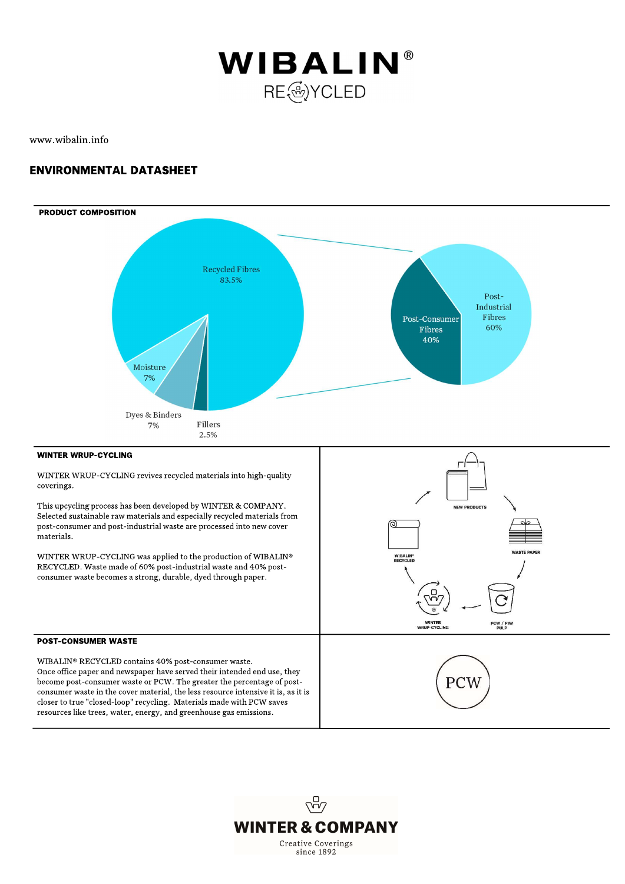# WIBALIN®
RECYCLED

www.wibalin.info

## ENVIRONMENTAL DATASHEET

### PRODUCT COMPOSITION

Recycled Fibres 83.5%

Moisture 7%

Dyes & Binders 7%

Fillers 2.5%

Post-Consumer Fibres 40%

Post-Industrial Fibres 60%

### WINTER WRUP-CYCLING

WINTER WRUP-CYCLING revives recycled materials into high-quality coverings.

This upcycling process has been developed by WINTER & COMPANY. Selected sustainable raw materials and especially recycled materials from post-consumer and post-industrial waste are processed into new cover materials.

WINTER WRUP-CYCLING was applied to the production of WIBALIN® RECYCLED. Waste made of 60% post-industrial waste and 40% post-consumer waste becomes a strong, durable, dyed through paper.

NEW PRODUCTS → WASTE PAPER → PCW / PIW PULP → WINTER WRUP-CYCLING → WIBALIN® RECYCLED → NEW PRODUCTS

### POST-CONSUMER WASTE

WIBALIN® RECYCLED contains 40% post-consumer waste.
Once office paper and newspaper have served their intended end use, they become post-consumer waste or PCW. The greater the percentage of post-consumer waste in the cover material, the less resource intensive it is, as it is closer to true "closed-loop" recycling. Materials made with PCW saves resources like trees, water, energy, and greenhouse gas emissions.

PCW

**WINTER & COMPANY**
Creative Coverings
since 1892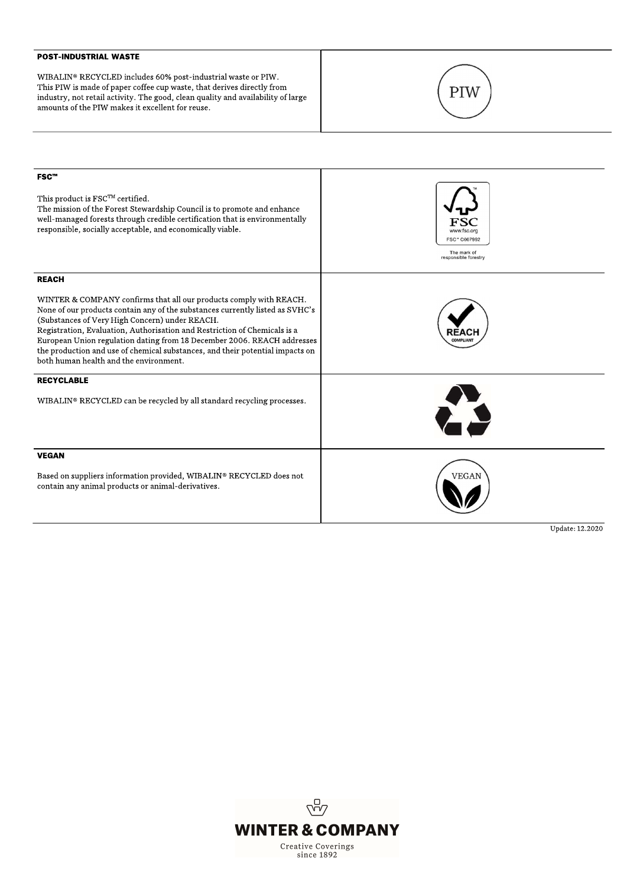**POST-INDUSTRIAL WASTE**

WIBALIN® RECYCLED includes 60% post-industrial waste or PIW.
This PIW is made of paper coffee cup waste, that derives directly from industry, not retail activity. The good, clean quality and availability of large amounts of the PIW makes it excellent for reuse.

PIW

**FSC™**

This product is FSC™ certified.
The mission of the Forest Stewardship Council is to promote and enhance well-managed forests through credible certification that is environmentally responsible, socially acceptable, and economically viable.

FSC
www.fsc.org
FSC® C007992
The mark of responsible forestry

**REACH**

WINTER & COMPANY confirms that all our products comply with REACH. None of our products contain any of the substances currently listed as SVHC's (Substances of Very High Concern) under REACH.
Registration, Evaluation, Authorisation and Restriction of Chemicals is a European Union regulation dating from 18 December 2006. REACH addresses the production and use of chemical substances, and their potential impacts on both human health and the environment.

REACH COMPLIANT

**RECYCLABLE**

WIBALIN® RECYCLED can be recycled by all standard recycling processes.

**VEGAN**

Based on suppliers information provided, WIBALIN® RECYCLED does not contain any animal products or animal-derivatives.

VEGAN

Update: 12.2020

WINTER & COMPANY
Creative Coverings
since 1892